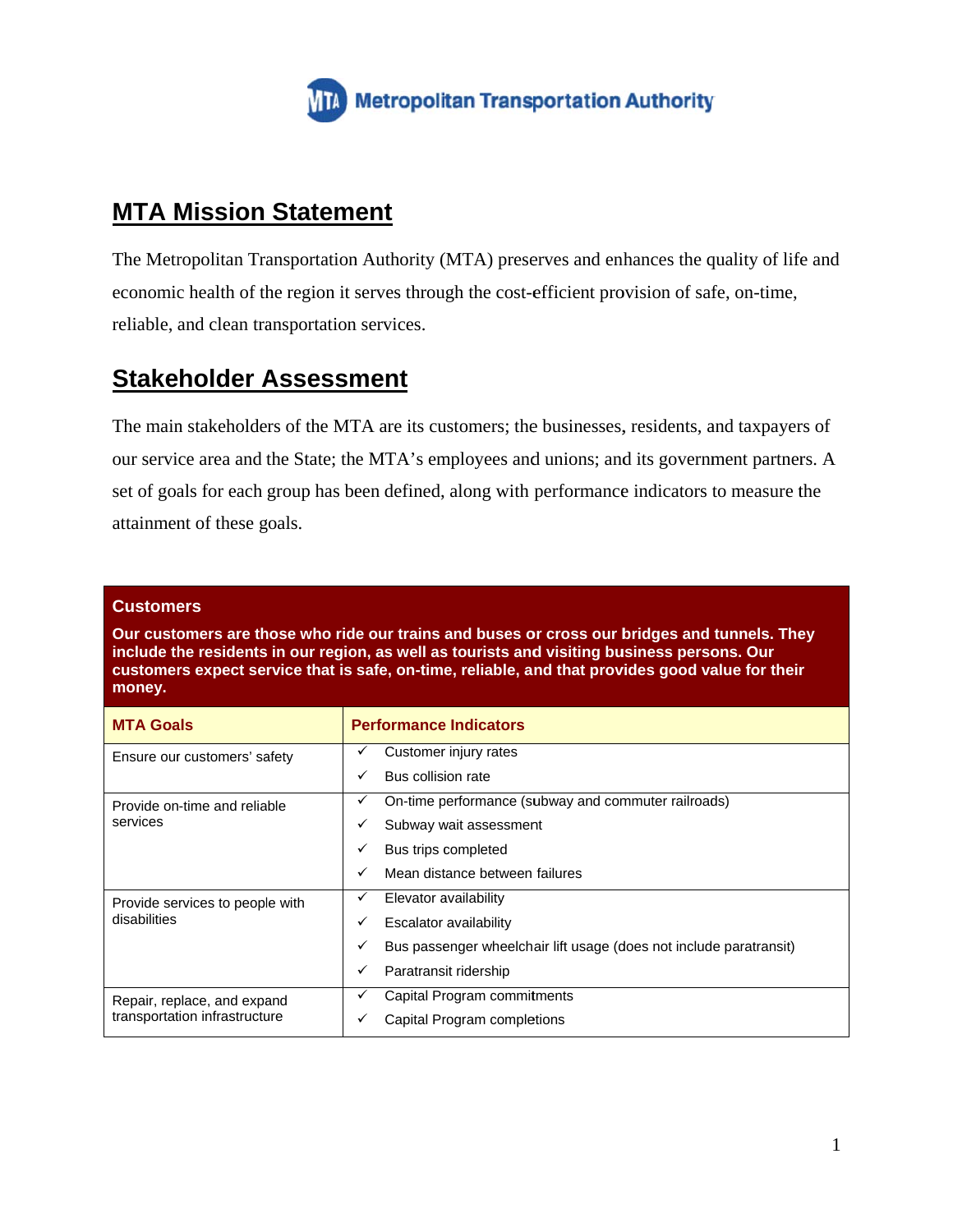Metropolitan Transportation Authority

## MTA Mission Statement

The Metropolitan Transportation Authority (MTA) preserves and enhances the quality of life and economic health of the region it serves through the cost-efficient provision of safe, on-time, reliable, and clean transportation services.

## Stakeholder Assessment

The main stakeholders of the MTA are its customers; the businesses, residents, and taxpayers of our service area and the State; the MTA's employees and unions; and its government partners. A set of goals for each group has been defined, along with performance indicators to measure the attainment of these goals.

**Customers**

**Our customers are those who ride our trains and buses or cross our bridges and tunnels. They include the residents in our region, as well as tourists and visiting business persons. Our customers expect service that is safe, on-time, reliable, and that provides good value for their money.**

| MTA Goals | Performance Indicators |
|---|---|
| Ensure our customers' safety | ✓ Customer injury rates<br>✓ Bus collision rate |
| Provide on-time and reliable services | ✓ On-time performance (subway and commuter railroads)<br>✓ Subway wait assessment<br>✓ Bus trips completed<br>✓ Mean distance between failures |
| Provide services to people with disabilities | ✓ Elevator availability<br>✓ Escalator availability<br>✓ Bus passenger wheelchair lift usage (does not include paratransit)<br>✓ Paratransit ridership |
| Repair, replace, and expand transportation infrastructure | ✓ Capital Program commitments<br>✓ Capital Program completions |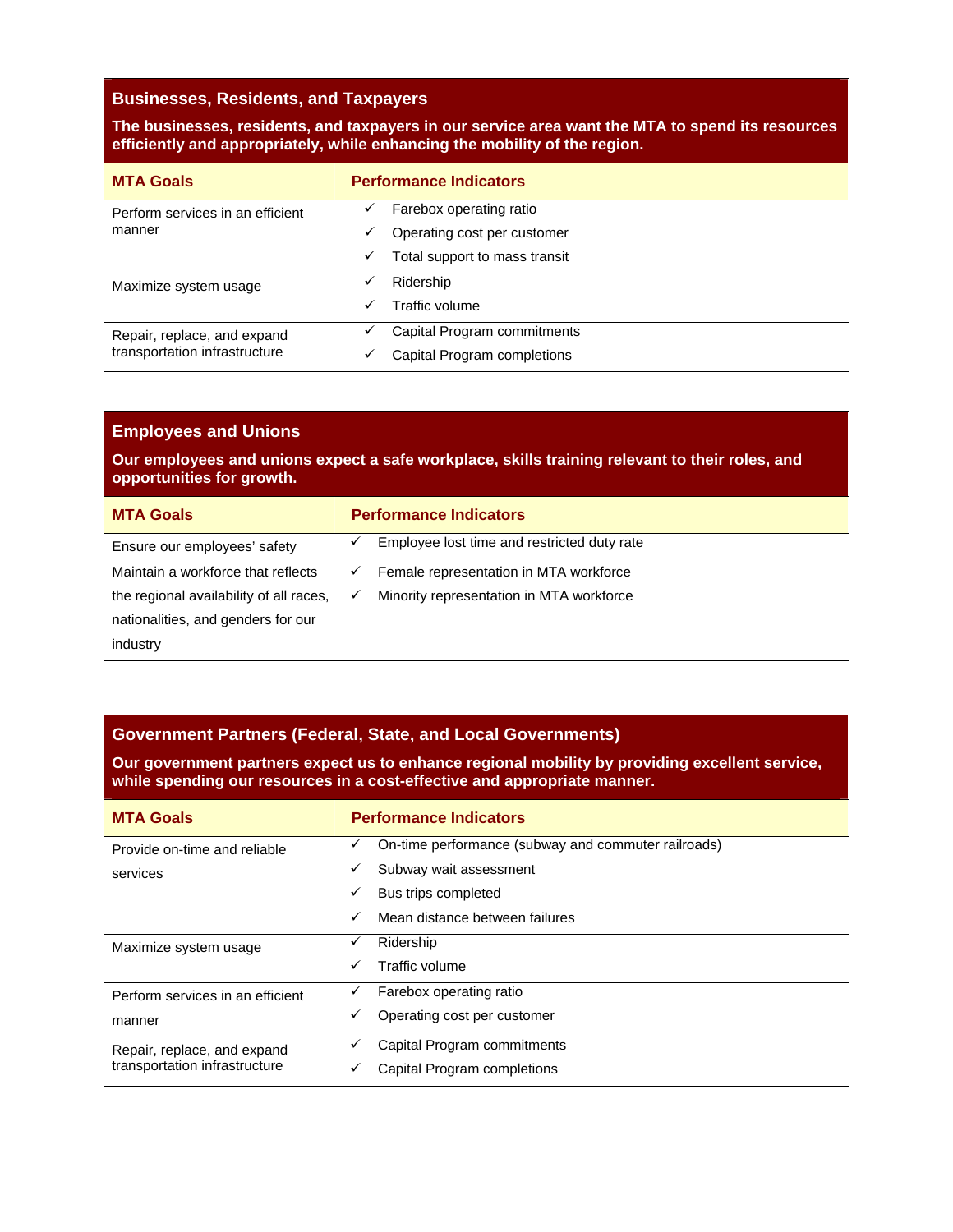## Businesses, Residents, and Taxpayers

**The businesses, residents, and taxpayers in our service area want the MTA to spend its resources efficiently and appropriately, while enhancing the mobility of the region.**

| MTA Goals | Performance Indicators |
|---|---|
| Perform services in an efficient manner | ✓ Farebox operating ratio<br>✓ Operating cost per customer<br>✓ Total support to mass transit |
| Maximize system usage | ✓ Ridership<br>✓ Traffic volume |
| Repair, replace, and expand transportation infrastructure | ✓ Capital Program commitments<br>✓ Capital Program completions |

## Employees and Unions

**Our employees and unions expect a safe workplace, skills training relevant to their roles, and opportunities for growth.**

| MTA Goals | Performance Indicators |
|---|---|
| Ensure our employees' safety | ✓ Employee lost time and restricted duty rate |
| Maintain a workforce that reflects the regional availability of all races, nationalities, and genders for our industry | ✓ Female representation in MTA workforce<br>✓ Minority representation in MTA workforce |

## Government Partners (Federal, State, and Local Governments)

**Our government partners expect us to enhance regional mobility by providing excellent service, while spending our resources in a cost-effective and appropriate manner.**

| MTA Goals | Performance Indicators |
|---|---|
| Provide on-time and reliable services | ✓ On-time performance (subway and commuter railroads)<br>✓ Subway wait assessment<br>✓ Bus trips completed<br>✓ Mean distance between failures |
| Maximize system usage | ✓ Ridership<br>✓ Traffic volume |
| Perform services in an efficient manner | ✓ Farebox operating ratio<br>✓ Operating cost per customer |
| Repair, replace, and expand transportation infrastructure | ✓ Capital Program commitments<br>✓ Capital Program completions |